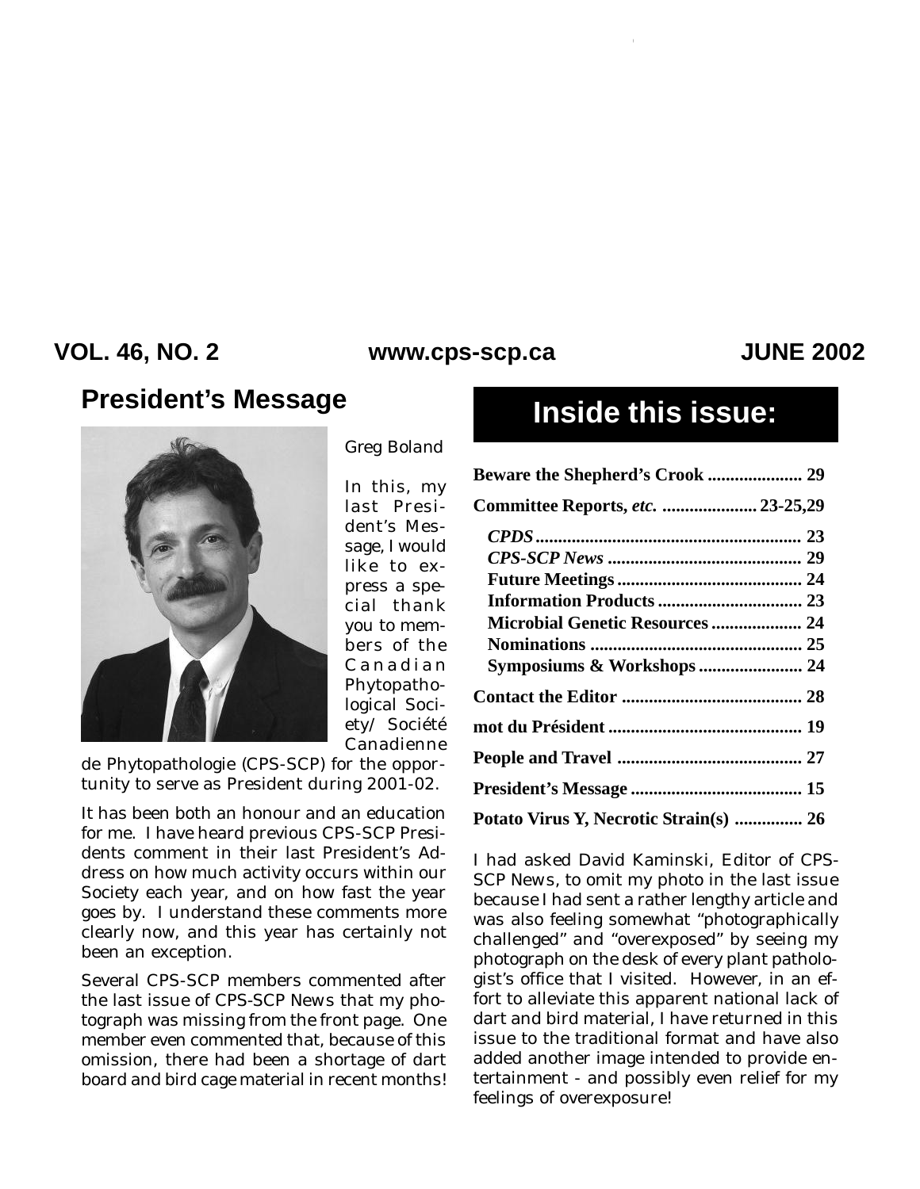VOL. 46, NO. 2 www.cps-scp.ca JUNE 2002

## President's Message

Greg Boland

In this, my last President's Message, I would like to express a special thank you to members of the Canadian Phytopathological Society/ Société Canadienne de Phytopathologie (CPS-SCP) for the opportunity to serve as President during 2001-02.

It has been both an honour and an education for me. I have heard previous CPS-SCP Presidents comment in their last President's Address on how much activity occurs within our Society each year, and on how fast the year goes by. I understand these comments more clearly now, and this year has certainly not been an exception.

Several CPS-SCP members commented after the last issue of CPS-SCP News that my photograph was missing from the front page. One member even commented that, because of this omission, there had been a shortage of dart board and bird cage material in recent months! I had asked David Kaminski, Editor of CPS-SCP News, to omit my photo in the last issue because I had sent a rather lengthy article and was also feeling somewhat "photographically challenged" and "overexposed" by seeing my photograph on the desk of every plant pathologist's office that I visited. However, in an effort to alleviate this apparent national lack of dart and bird material, I have returned in this issue to the traditional format and have also added another image intended to provide entertainment - and possibly even relief for my feelings of overexposure!

## Inside this issue:

| | |
|---|---|
| **Beware the Shepherd's Crook** | **29** |
| **Committee Reports, *etc.*** | **23-25,29** |
| ***CPDS*** | **23** |
| ***CPS-SCP News*** | **29** |
| **Future Meetings** | **24** |
| **Information Products** | **23** |
| **Microbial Genetic Resources** | **24** |
| **Nominations** | **25** |
| **Symposiums & Workshops** | **24** |
| **Contact the Editor** | **28** |
| **mot du Président** | **19** |
| **People and Travel** | **27** |
| **President's Message** | **15** |
| **Potato Virus Y, Necrotic Strain(s)** | **26** |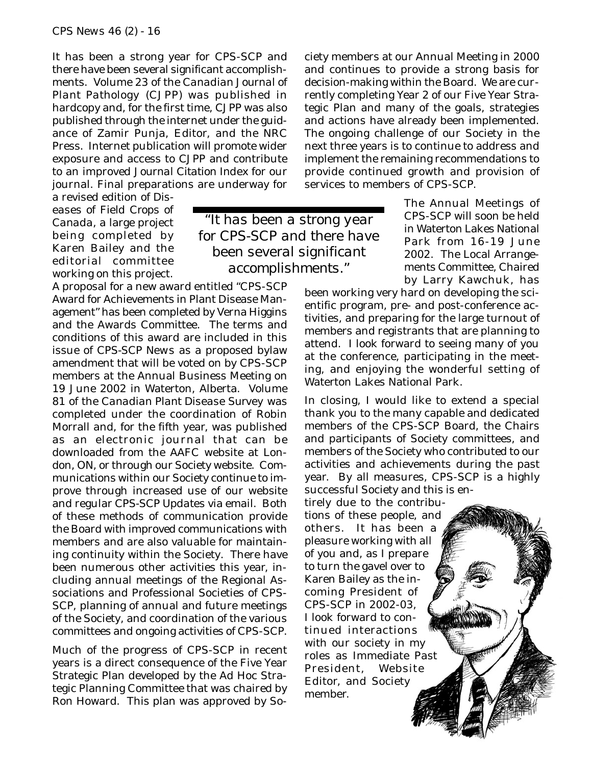It has been a strong year for CPS-SCP and there have been several significant accomplishments. Volume 23 of the *Canadian Journal of Plant Pathology* (CJPP) was published in hardcopy and, for the first time, CJPP was also published through the internet under the guidance of Zamir Punja, Editor, and the NRC Press. Internet publication will promote wider exposure and access to CJPP and contribute to an improved Journal Citation Index for our journal. Final preparations are underway for a revised edition of Diseases of Field Crops of Canada, a large project being completed by Karen Bailey and the editorial committee working on this project. A proposal for a new award entitled "CPS-SCP Award for Achievements in Plant Disease Management" has been completed by Verna Higgins and the Awards Committee. The terms and conditions of this award are included in this issue of *CPS-SCP News* as a proposed bylaw amendment that will be voted on by CPS-SCP members at the Annual Business Meeting on 19 June 2002 in Waterton, Alberta. Volume 81 of the *Canadian Plant Disease Survey* was completed under the coordination of Robin Morrall and, for the fifth year, was published as an electronic journal that can be downloaded from the AAFC website at London, ON, or through our Society website. Communications within our Society continue to improve through increased use of our website and regular CPS-SCP Updates via email. Both of these methods of communication provide the Board with improved communications with members and are also valuable for maintaining continuity within the Society. There have been numerous other activities this year, including annual meetings of the Regional Associations and Professional Societies of CPS-SCP, planning of annual and future meetings of the Society, and coordination of the various committees and ongoing activities of CPS-SCP.

> "It has been a strong year for CPS-SCP and there have been several significant accomplishments."

Much of the progress of CPS-SCP in recent years is a direct consequence of the Five Year Strategic Plan developed by the Ad Hoc Strategic Planning Committee that was chaired by Ron Howard. This plan was approved by Society members at our Annual Meeting in 2000 and continues to provide a strong basis for decision-making within the Board. We are currently completing Year 2 of our Five Year Strategic Plan and many of the goals, strategies and actions have already been implemented. The ongoing challenge of our Society in the next three years is to continue to address and implement the remaining recommendations to provide continued growth and provision of services to members of CPS-SCP.

The Annual Meetings of CPS-SCP will soon be held in Waterton Lakes National Park from 16-19 June 2002. The Local Arrangements Committee, Chaired by Larry Kawchuk, has been working very hard on developing the scientific program, pre- and post-conference activities, and preparing for the large turnout of members and registrants that are planning to attend. I look forward to seeing many of you at the conference, participating in the meeting, and enjoying the wonderful setting of Waterton Lakes National Park.

In closing, I would like to extend a special thank you to the many capable and dedicated members of the CPS-SCP Board, the Chairs and participants of Society committees, and members of the Society who contributed to our activities and achievements during the past year. By all measures, CPS-SCP is a highly successful Society and this is entirely due to the contributions of these people, and others. It has been a pleasure working with all of you and, as I prepare to turn the gavel over to Karen Bailey as the incoming President of CPS-SCP in 2002-03, I look forward to continued interactions with our society in my roles as Immediate Past President, Website Editor, and Society member.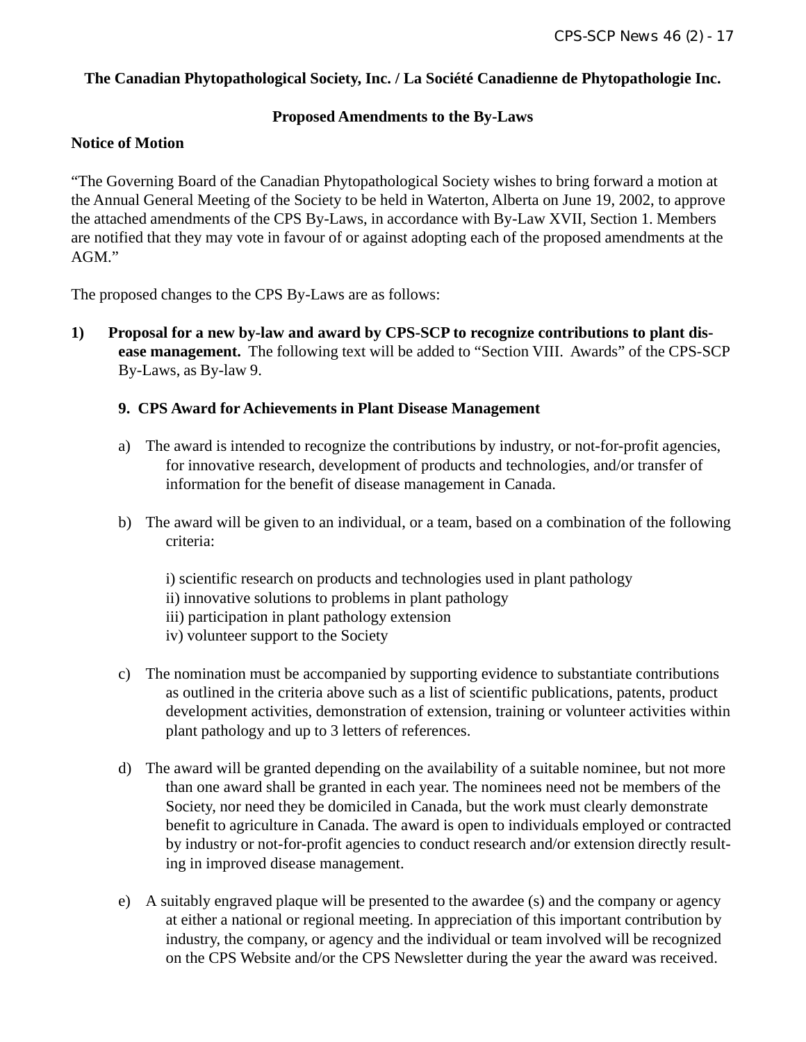**The Canadian Phytopathological Society, Inc. / La Société Canadienne de Phytopathologie Inc.**

**Proposed Amendments to the By-Laws**

**Notice of Motion**

"The Governing Board of the Canadian Phytopathological Society wishes to bring forward a motion at the Annual General Meeting of the Society to be held in Waterton, Alberta on June 19, 2002, to approve the attached amendments of the CPS By-Laws, in accordance with By-Law XVII, Section 1. Members are notified that they may vote in favour of or against adopting each of the proposed amendments at the AGM."

The proposed changes to the CPS By-Laws are as follows:

1) **Proposal for a new by-law and award by CPS-SCP to recognize contributions to plant disease management.** The following text will be added to "Section VIII. Awards" of the CPS-SCP By-Laws, as By-law 9.

   **9. CPS Award for Achievements in Plant Disease Management**

   a) The award is intended to recognize the contributions by industry, or not-for-profit agencies, for innovative research, development of products and technologies, and/or transfer of information for the benefit of disease management in Canada.

   b) The award will be given to an individual, or a team, based on a combination of the following criteria:

      i) scientific research on products and technologies used in plant pathology
      ii) innovative solutions to problems in plant pathology
      iii) participation in plant pathology extension
      iv) volunteer support to the Society

   c) The nomination must be accompanied by supporting evidence to substantiate contributions as outlined in the criteria above such as a list of scientific publications, patents, product development activities, demonstration of extension, training or volunteer activities within plant pathology and up to 3 letters of references.

   d) The award will be granted depending on the availability of a suitable nominee, but not more than one award shall be granted in each year. The nominees need not be members of the Society, nor need they be domiciled in Canada, but the work must clearly demonstrate benefit to agriculture in Canada. The award is open to individuals employed or contracted by industry or not-for-profit agencies to conduct research and/or extension directly resulting in improved disease management.

   e) A suitably engraved plaque will be presented to the awardee (s) and the company or agency at either a national or regional meeting. In appreciation of this important contribution by industry, the company, or agency and the individual or team involved will be recognized on the CPS Website and/or the CPS Newsletter during the year the award was received.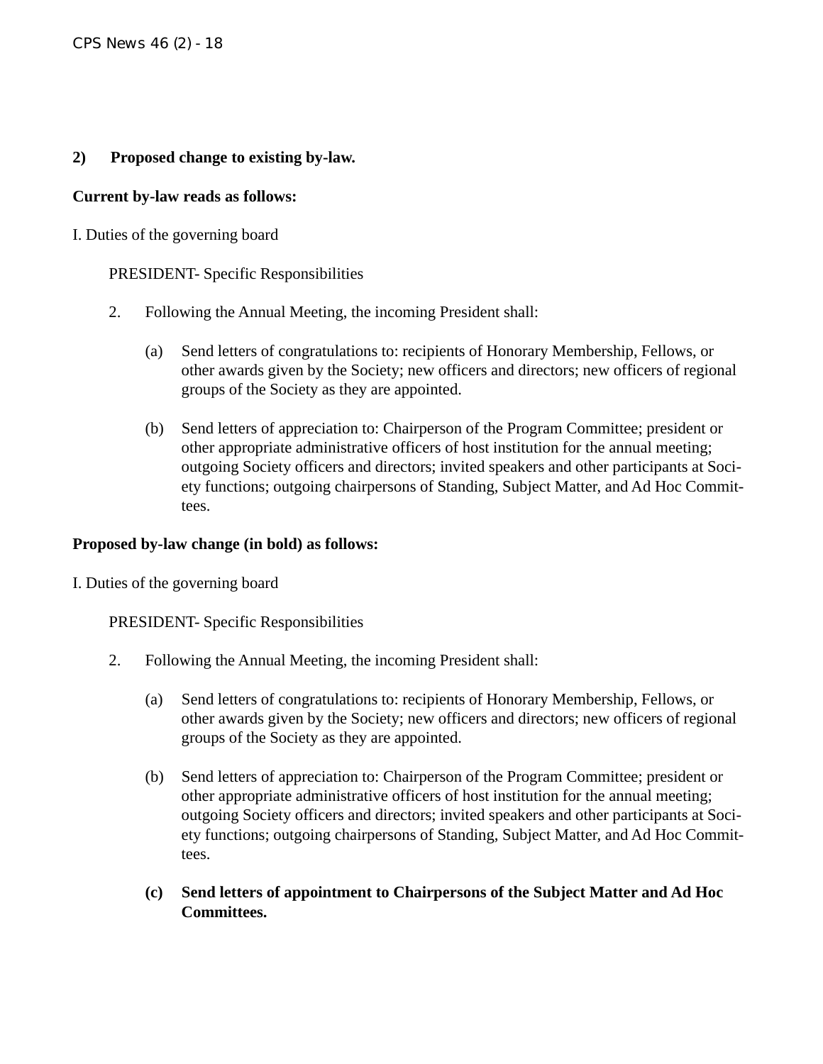**2) Proposed change to existing by-law.**

**Current by-law reads as follows:**

I. Duties of the governing board

PRESIDENT- Specific Responsibilities

2. Following the Annual Meeting, the incoming President shall:

   (a) Send letters of congratulations to: recipients of Honorary Membership, Fellows, or other awards given by the Society; new officers and directors; new officers of regional groups of the Society as they are appointed.

   (b) Send letters of appreciation to: Chairperson of the Program Committee; president or other appropriate administrative officers of host institution for the annual meeting; outgoing Society officers and directors; invited speakers and other participants at Society functions; outgoing chairpersons of Standing, Subject Matter, and Ad Hoc Committees.

**Proposed by-law change (in bold) as follows:**

I. Duties of the governing board

PRESIDENT- Specific Responsibilities

2. Following the Annual Meeting, the incoming President shall:

   (a) Send letters of congratulations to: recipients of Honorary Membership, Fellows, or other awards given by the Society; new officers and directors; new officers of regional groups of the Society as they are appointed.

   (b) Send letters of appreciation to: Chairperson of the Program Committee; president or other appropriate administrative officers of host institution for the annual meeting; outgoing Society officers and directors; invited speakers and other participants at Society functions; outgoing chairpersons of Standing, Subject Matter, and Ad Hoc Committees.

   **(c) Send letters of appointment to Chairpersons of the Subject Matter and Ad Hoc Committees.**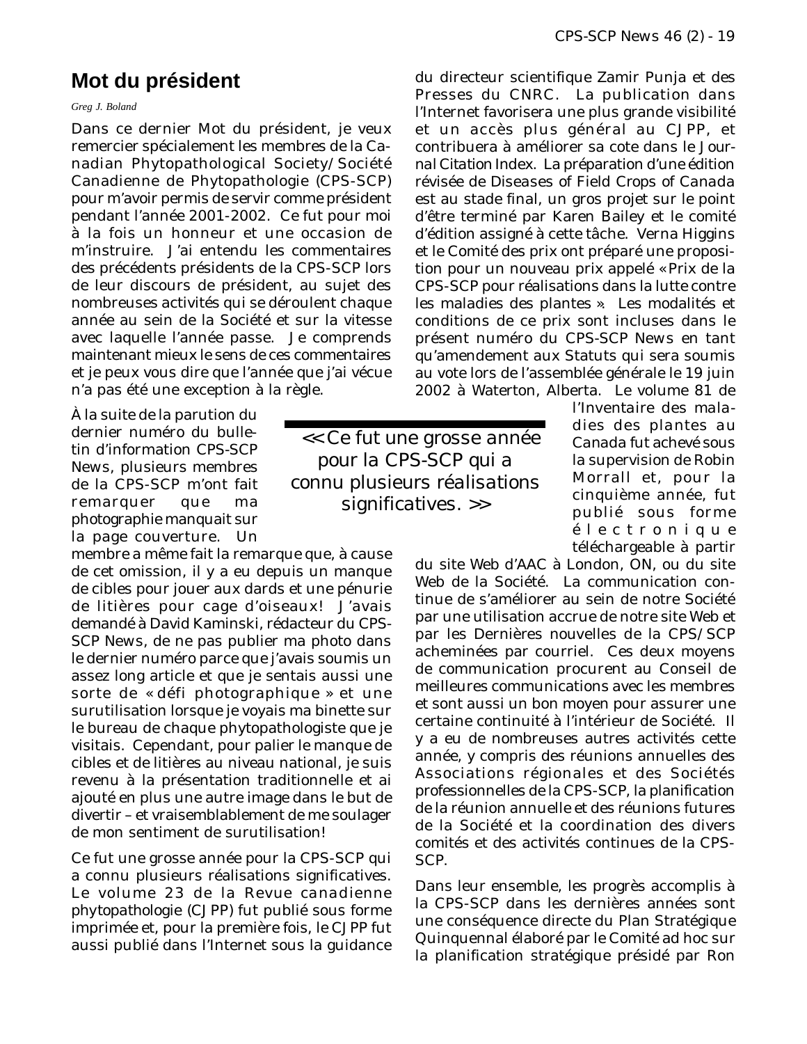# Mot du président

*Greg J. Boland*

Dans ce dernier Mot du président, je veux remercier spécialement les membres de la Canadian Phytopathological Society/Société Canadienne de Phytopathologie (CPS-SCP) pour m'avoir permis de servir comme président pendant l'année 2001-2002. Ce fut pour moi à la fois un honneur et une occasion de m'instruire. J'ai entendu les commentaires des précédents présidents de la CPS-SCP lors de leur discours de président, au sujet des nombreuses activités qui se déroulent chaque année au sein de la Société et sur la vitesse avec laquelle l'année passe. Je comprends maintenant mieux le sens de ces commentaires et je peux vous dire que l'année que j'ai vécue n'a pas été une exception à la règle.

À la suite de la parution du dernier numéro du bulletin d'information CPS-SCP News, plusieurs membres de la CPS-SCP m'ont fait remarquer que ma photographie manquait sur la page couverture. Un membre a même fait la remarque que, à cause de cet omission, il y a eu depuis un manque de cibles pour jouer aux dards et une pénurie de litières pour cage d'oiseaux! J'avais demandé à David Kaminski, rédacteur du CPS-SCP News, de ne pas publier ma photo dans le dernier numéro parce que j'avais soumis un assez long article et que je sentais aussi une sorte de « défi photographique » et une surutilisation lorsque je voyais ma binette sur le bureau de chaque phytopathologiste que je visitais. Cependant, pour palier le manque de cibles et de litières au niveau national, je suis revenu à la présentation traditionnelle et ai ajouté en plus une autre image dans le but de divertir – et vraisemblablement de me soulager de mon sentiment de surutilisation!

> << Ce fut une grosse année pour la CPS-SCP qui a connu plusieurs réalisations significatives. >>

Ce fut une grosse année pour la CPS-SCP qui a connu plusieurs réalisations significatives. Le volume 23 de la Revue canadienne phytopathologie (CJPP) fut publié sous forme imprimée et, pour la première fois, le CJPP fut aussi publié dans l'Internet sous la guidance du directeur scientifique Zamir Punja et des Presses du CNRC. La publication dans l'Internet favorisera une plus grande visibilité et un accès plus général au CJPP, et contribuera à améliorer sa cote dans le Journal Citation Index. La préparation d'une édition révisée de Diseases of Field Crops of Canada est au stade final, un gros projet sur le point d'être terminé par Karen Bailey et le comité d'édition assigné à cette tâche. Verna Higgins et le Comité des prix ont préparé une proposition pour un nouveau prix appelé «Prix de la CPS-SCP pour réalisations dans la lutte contre les maladies des plantes ». Les modalités et conditions de ce prix sont incluses dans le présent numéro du CPS-SCP News en tant qu'amendement aux Statuts qui sera soumis au vote lors de l'assemblée générale le 19 juin 2002 à Waterton, Alberta. Le volume 81 de l'Inventaire des maladies des plantes au Canada fut achevé sous la supervision de Robin Morrall et, pour la cinquième année, fut publié sous forme électronique téléchargeable à partir du site Web d'AAC à London, ON, ou du site Web de la Société. La communication continue de s'améliorer au sein de notre Société par une utilisation accrue de notre site Web et par les Dernières nouvelles de la CPS/SCP acheminées par courriel. Ces deux moyens de communication procurent au Conseil de meilleures communications avec les membres et sont aussi un bon moyen pour assurer une certaine continuité à l'intérieur de Société. Il y a eu de nombreuses autres activités cette année, y compris des réunions annuelles des Associations régionales et des Sociétés professionnelles de la CPS-SCP, la planification de la réunion annuelle et des réunions futures de la Société et la coordination des divers comités et des activités continues de la CPS-SCP.

Dans leur ensemble, les progrès accomplis à la CPS-SCP dans les dernières années sont une conséquence directe du Plan Stratégique Quinquennal élaboré par le Comité ad hoc sur la planification stratégique présidé par Ron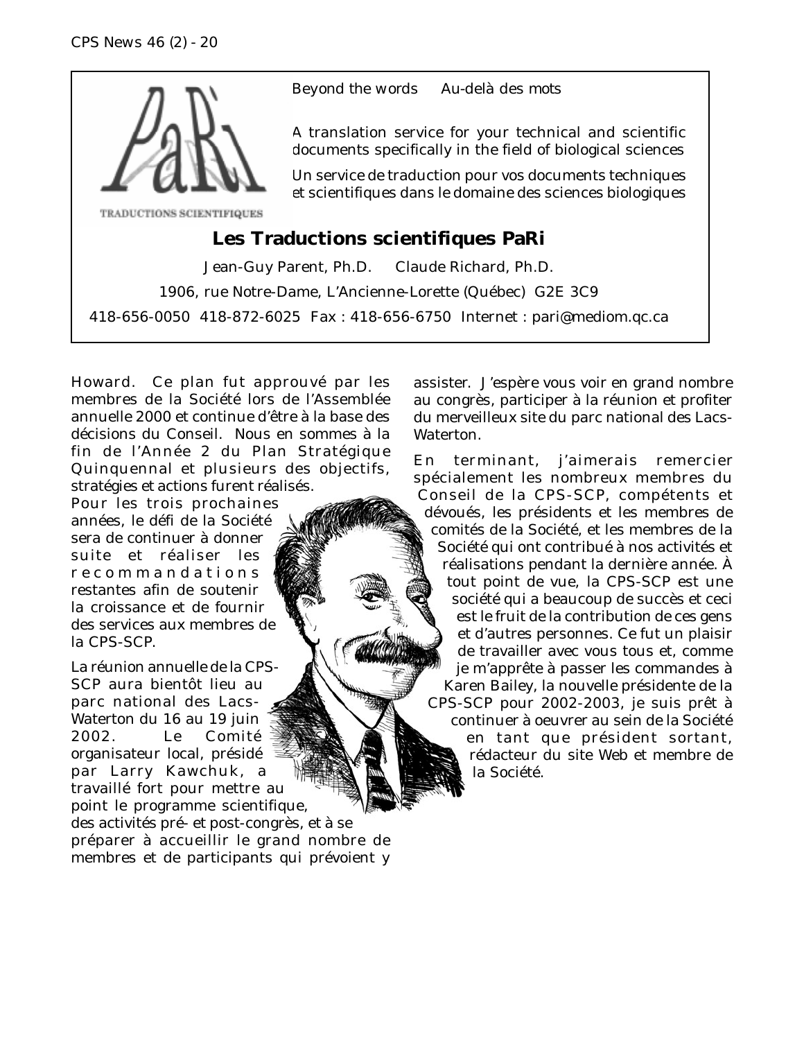TRADUCTIONS SCIENTIFIQUES

Beyond the words     Au-delà des mots

A translation service for your technical and scientific documents specifically in the field of biological sciences

Un service de traduction pour vos documents techniques et scientifiques dans le domaine des sciences biologiques

**Les Traductions scientifiques PaRi**

Jean-Guy Parent, Ph.D.     Claude Richard, Ph.D.

1906, rue Notre-Dame, L'Ancienne-Lorette (Québec)  G2E 3C9

418-656-0050  418-872-6025  Fax : 418-656-6750  Internet : pari@mediom.qc.ca

---

Howard. Ce plan fut approuvé par les membres de la Société lors de l'Assemblée annuelle 2000 et continue d'être à la base des décisions du Conseil. Nous en sommes à la fin de l'Année 2 du Plan Stratégique Quinquennal et plusieurs des objectifs, stratégies et actions furent réalisés.

Pour les trois prochaines années, le défi de la Société sera de continuer à donner suite et réaliser les recommandations restantes afin de soutenir la croissance et de fournir des services aux membres de la CPS-SCP.

La réunion annuelle de la CPS-SCP aura bientôt lieu au parc national des Lacs-Waterton du 16 au 19 juin 2002. Le Comité organisateur local, présidé par Larry Kawchuk, a travaillé fort pour mettre au point le programme scientifique, des activités pré- et post-congrès, et à se préparer à accueillir le grand nombre de membres et de participants qui prévoient y assister. J'espère vous voir en grand nombre au congrès, participer à la réunion et profiter du merveilleux site du parc national des Lacs-Waterton.

En terminant, j'aimerais remercier spécialement les nombreux membres du Conseil de la CPS-SCP, compétents et dévoués, les présidents et les membres de comités de la Société, et les membres de la Société qui ont contribué à nos activités et réalisations pendant la dernière année. À tout point de vue, la CPS-SCP est une société qui a beaucoup de succès et ceci est le fruit de la contribution de ces gens et d'autres personnes. Ce fut un plaisir de travailler avec vous tous et, comme je m'apprête à passer les commandes à Karen Bailey, la nouvelle présidente de la CPS-SCP pour 2002-2003, je suis prêt à continuer à oeuvrer au sein de la Société en tant que président sortant, rédacteur du site Web et membre de la Société.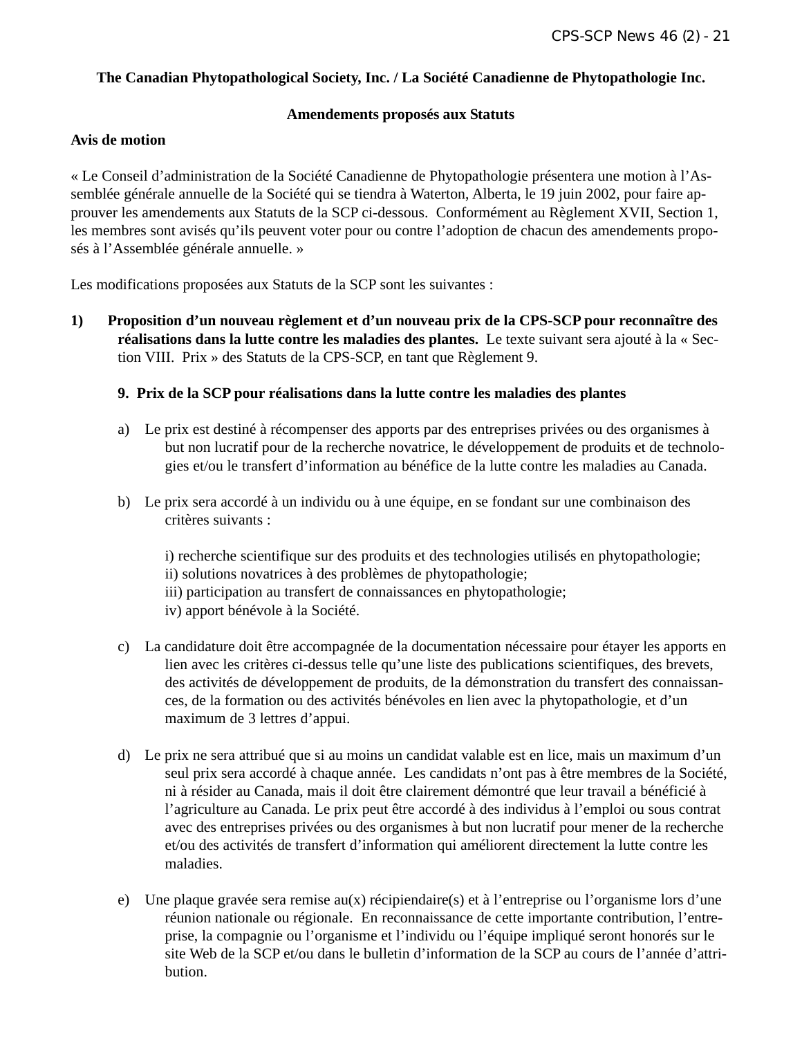**The Canadian Phytopathological Society, Inc. / La Société Canadienne de Phytopathologie Inc.**

**Amendements proposés aux Statuts**

**Avis de motion**

« Le Conseil d'administration de la Société Canadienne de Phytopathologie présentera une motion à l'Assemblée générale annuelle de la Société qui se tiendra à Waterton, Alberta, le 19 juin 2002, pour faire approuver les amendements aux Statuts de la SCP ci-dessous. Conformément au Règlement XVII, Section 1, les membres sont avisés qu'ils peuvent voter pour ou contre l'adoption de chacun des amendements proposés à l'Assemblée générale annuelle. »

Les modifications proposées aux Statuts de la SCP sont les suivantes :

1) **Proposition d'un nouveau règlement et d'un nouveau prix de la CPS-SCP pour reconnaître des réalisations dans la lutte contre les maladies des plantes.** Le texte suivant sera ajouté à la « Section VIII. Prix » des Statuts de la CPS-SCP, en tant que Règlement 9.

**9. Prix de la SCP pour réalisations dans la lutte contre les maladies des plantes**

a) Le prix est destiné à récompenser des apports par des entreprises privées ou des organismes à but non lucratif pour de la recherche novatrice, le développement de produits et de technologies et/ou le transfert d'information au bénéfice de la lutte contre les maladies au Canada.

b) Le prix sera accordé à un individu ou à une équipe, en se fondant sur une combinaison des critères suivants :

i) recherche scientifique sur des produits et des technologies utilisés en phytopathologie;
ii) solutions novatrices à des problèmes de phytopathologie;
iii) participation au transfert de connaissances en phytopathologie;
iv) apport bénévole à la Société.

c) La candidature doit être accompagnée de la documentation nécessaire pour étayer les apports en lien avec les critères ci-dessus telle qu'une liste des publications scientifiques, des brevets, des activités de développement de produits, de la démonstration du transfert des connaissances, de la formation ou des activités bénévoles en lien avec la phytopathologie, et d'un maximum de 3 lettres d'appui.

d) Le prix ne sera attribué que si au moins un candidat valable est en lice, mais un maximum d'un seul prix sera accordé à chaque année. Les candidats n'ont pas à être membres de la Société, ni à résider au Canada, mais il doit être clairement démontré que leur travail a bénéficié à l'agriculture au Canada. Le prix peut être accordé à des individus à l'emploi ou sous contrat avec des entreprises privées ou des organismes à but non lucratif pour mener de la recherche et/ou des activités de transfert d'information qui améliorent directement la lutte contre les maladies.

e) Une plaque gravée sera remise au(x) récipiendaire(s) et à l'entreprise ou l'organisme lors d'une réunion nationale ou régionale. En reconnaissance de cette importante contribution, l'entreprise, la compagnie ou l'organisme et l'individu ou l'équipe impliqué seront honorés sur le site Web de la SCP et/ou dans le bulletin d'information de la SCP au cours de l'année d'attribution.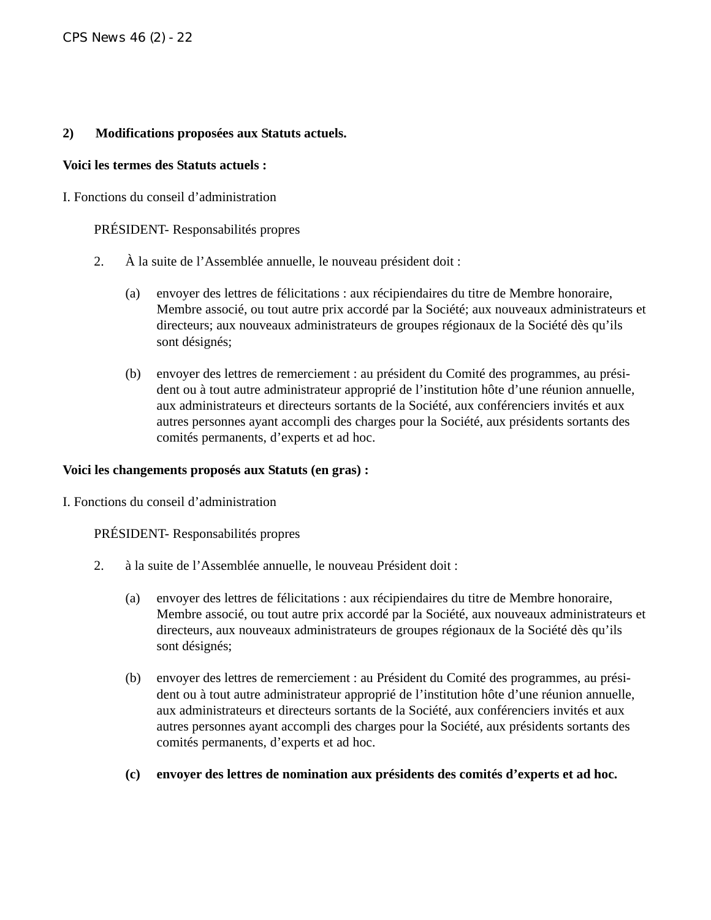**2) Modifications proposées aux Statuts actuels.**

**Voici les termes des Statuts actuels :**

I. Fonctions du conseil d'administration

PRÉSIDENT- Responsabilités propres

2. À la suite de l'Assemblée annuelle, le nouveau président doit :

   (a) envoyer des lettres de félicitations : aux récipiendaires du titre de Membre honoraire, Membre associé, ou tout autre prix accordé par la Société; aux nouveaux administrateurs et directeurs; aux nouveaux administrateurs de groupes régionaux de la Société dès qu'ils sont désignés;

   (b) envoyer des lettres de remerciement : au président du Comité des programmes, au président ou à tout autre administrateur approprié de l'institution hôte d'une réunion annuelle, aux administrateurs et directeurs sortants de la Société, aux conférenciers invités et aux autres personnes ayant accompli des charges pour la Société, aux présidents sortants des comités permanents, d'experts et ad hoc.

**Voici les changements proposés aux Statuts (en gras) :**

I. Fonctions du conseil d'administration

PRÉSIDENT- Responsabilités propres

2. à la suite de l'Assemblée annuelle, le nouveau Président doit :

   (a) envoyer des lettres de félicitations : aux récipiendaires du titre de Membre honoraire, Membre associé, ou tout autre prix accordé par la Société, aux nouveaux administrateurs et directeurs, aux nouveaux administrateurs de groupes régionaux de la Société dès qu'ils sont désignés;

   (b) envoyer des lettres de remerciement : au Président du Comité des programmes, au président ou à tout autre administrateur approprié de l'institution hôte d'une réunion annuelle, aux administrateurs et directeurs sortants de la Société, aux conférenciers invités et aux autres personnes ayant accompli des charges pour la Société, aux présidents sortants des comités permanents, d'experts et ad hoc.

   **(c) envoyer des lettres de nomination aux présidents des comités d'experts et ad hoc.**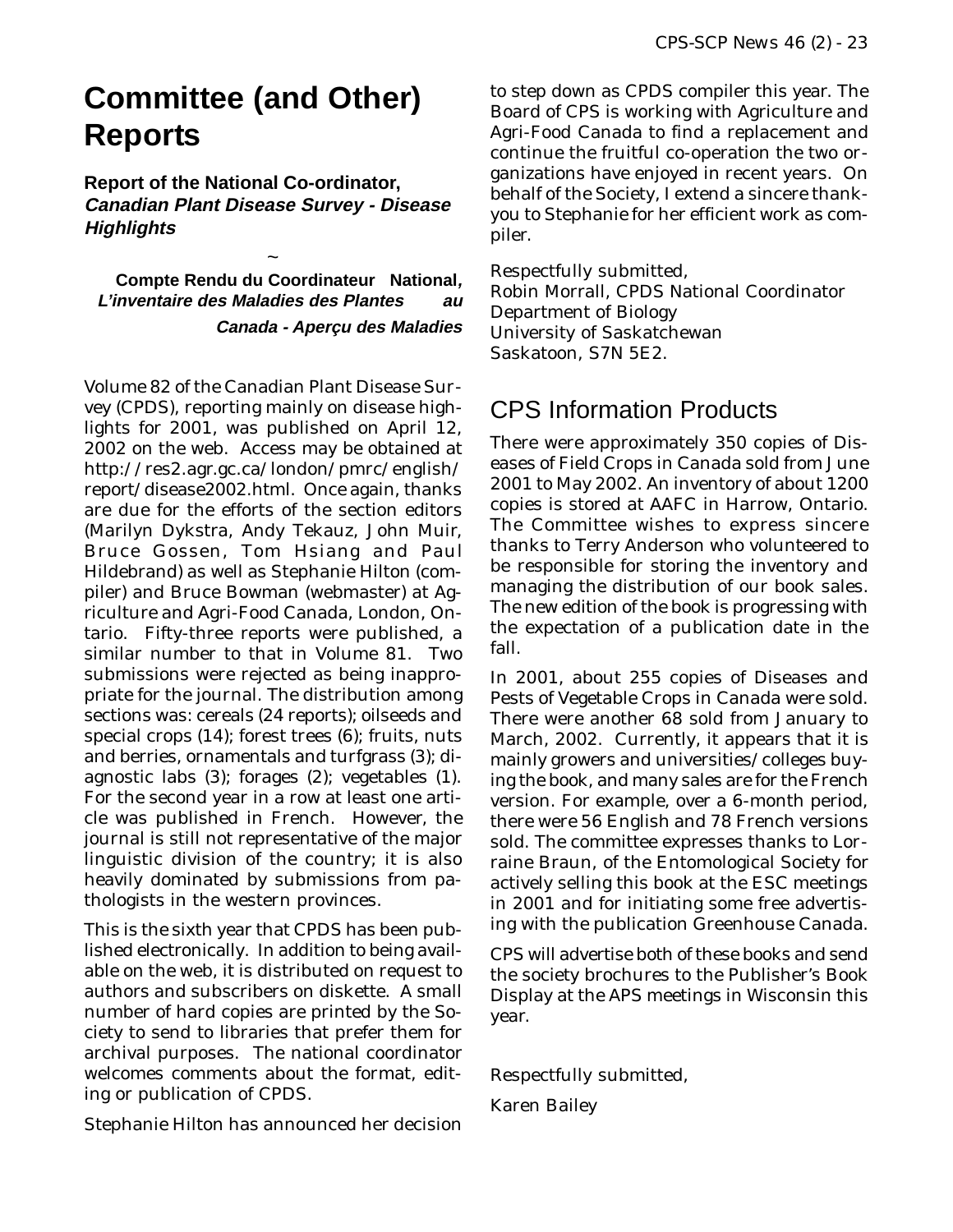# Committee (and Other) Reports

**Report of the National Co-ordinator, *Canadian Plant Disease Survey - Disease Highlights***

~

**Compte Rendu du Coordinateur National, *L'inventaire des Maladies des Plantes au Canada - Aperçu des Maladies***

Volume 82 of the Canadian Plant Disease Survey (CPDS), reporting mainly on disease highlights for 2001, was published on April 12, 2002 on the web. Access may be obtained at http://res2.agr.gc.ca/london/pmrc/english/report/disease2002.html. Once again, thanks are due for the efforts of the section editors (Marilyn Dykstra, Andy Tekauz, John Muir, Bruce Gossen, Tom Hsiang and Paul Hildebrand) as well as Stephanie Hilton (compiler) and Bruce Bowman (webmaster) at Agriculture and Agri-Food Canada, London, Ontario. Fifty-three reports were published, a similar number to that in Volume 81. Two submissions were rejected as being inappropriate for the journal. The distribution among sections was: cereals (24 reports); oilseeds and special crops (14); forest trees (6); fruits, nuts and berries, ornamentals and turfgrass (3); diagnostic labs (3); forages (2); vegetables (1). For the second year in a row at least one article was published in French. However, the journal is still not representative of the major linguistic division of the country; it is also heavily dominated by submissions from pathologists in the western provinces.

This is the sixth year that CPDS has been published electronically. In addition to being available on the web, it is distributed on request to authors and subscribers on diskette. A small number of hard copies are printed by the Society to send to libraries that prefer them for archival purposes. The national coordinator welcomes comments about the format, editing or publication of CPDS.

Stephanie Hilton has announced her decision to step down as CPDS compiler this year. The Board of CPS is working with Agriculture and Agri-Food Canada to find a replacement and continue the fruitful co-operation the two organizations have enjoyed in recent years. On behalf of the Society, I extend a sincere thank-you to Stephanie for her efficient work as compiler.

Respectfully submitted,
Robin Morrall, CPDS National Coordinator
Department of Biology
University of Saskatchewan
Saskatoon, S7N 5E2.

## CPS Information Products

There were approximately 350 copies of Diseases of Field Crops in Canada sold from June 2001 to May 2002. An inventory of about 1200 copies is stored at AAFC in Harrow, Ontario. The Committee wishes to express sincere thanks to Terry Anderson who volunteered to be responsible for storing the inventory and managing the distribution of our book sales. The new edition of the book is progressing with the expectation of a publication date in the fall.

In 2001, about 255 copies of Diseases and Pests of Vegetable Crops in Canada were sold. There were another 68 sold from January to March, 2002. Currently, it appears that it is mainly growers and universities/colleges buying the book, and many sales are for the French version. For example, over a 6-month period, there were 56 English and 78 French versions sold. The committee expresses thanks to Lorraine Braun, of the Entomological Society for actively selling this book at the ESC meetings in 2001 and for initiating some free advertising with the publication Greenhouse Canada.

CPS will advertise both of these books and send the society brochures to the Publisher's Book Display at the APS meetings in Wisconsin this year.

Respectfully submitted,

Karen Bailey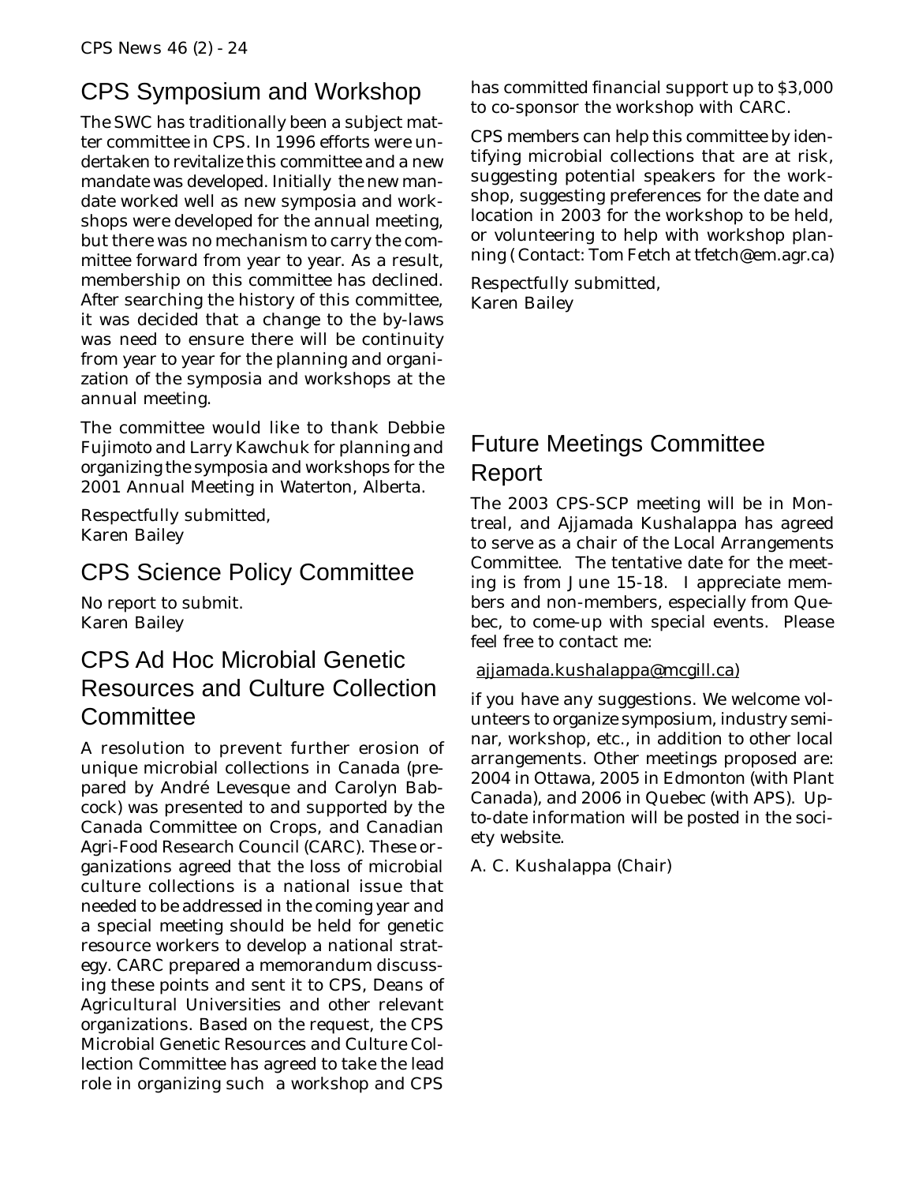## CPS Symposium and Workshop

The SWC has traditionally been a subject matter committee in CPS. In 1996 efforts were undertaken to revitalize this committee and a new mandate was developed. Initially the new mandate worked well as new symposia and workshops were developed for the annual meeting, but there was no mechanism to carry the committee forward from year to year. As a result, membership on this committee has declined. After searching the history of this committee, it was decided that a change to the by-laws was need to ensure there will be continuity from year to year for the planning and organization of the symposia and workshops at the annual meeting.

The committee would like to thank Debbie Fujimoto and Larry Kawchuk for planning and organizing the symposia and workshops for the 2001 Annual Meeting in Waterton, Alberta.

Respectfully submitted,
Karen Bailey

## CPS Science Policy Committee

No report to submit.
Karen Bailey

## CPS Ad Hoc Microbial Genetic Resources and Culture Collection Committee

A resolution to prevent further erosion of unique microbial collections in Canada (prepared by André Levesque and Carolyn Babcock) was presented to and supported by the Canada Committee on Crops, and Canadian Agri-Food Research Council (CARC). These organizations agreed that the loss of microbial culture collections is a national issue that needed to be addressed in the coming year and a special meeting should be held for genetic resource workers to develop a national strategy. CARC prepared a memorandum discussing these points and sent it to CPS, Deans of Agricultural Universities and other relevant organizations. Based on the request, the CPS Microbial Genetic Resources and Culture Collection Committee has agreed to take the lead role in organizing such a workshop and CPS has committed financial support up to $3,000 to co-sponsor the workshop with CARC.

CPS members can help this committee by identifying microbial collections that are at risk, suggesting potential speakers for the workshop, suggesting preferences for the date and location in 2003 for the workshop to be held, or volunteering to help with workshop planning ( Contact: Tom Fetch at tfetch@em.agr.ca)

Respectfully submitted,
Karen Bailey

## Future Meetings Committee Report

The 2003 CPS-SCP meeting will be in Montreal, and Ajjamada Kushalappa has agreed to serve as a chair of the Local Arrangements Committee. The tentative date for the meeting is from June 15-18. I appreciate members and non-members, especially from Quebec, to come-up with special events. Please feel free to contact me:

ajjamada.kushalappa@mcgill.ca)

if you have any suggestions. We welcome volunteers to organize symposium, industry seminar, workshop, etc., in addition to other local arrangements. Other meetings proposed are: 2004 in Ottawa, 2005 in Edmonton (with Plant Canada), and 2006 in Quebec (with APS). Up-to-date information will be posted in the society website.

A. C. Kushalappa (Chair)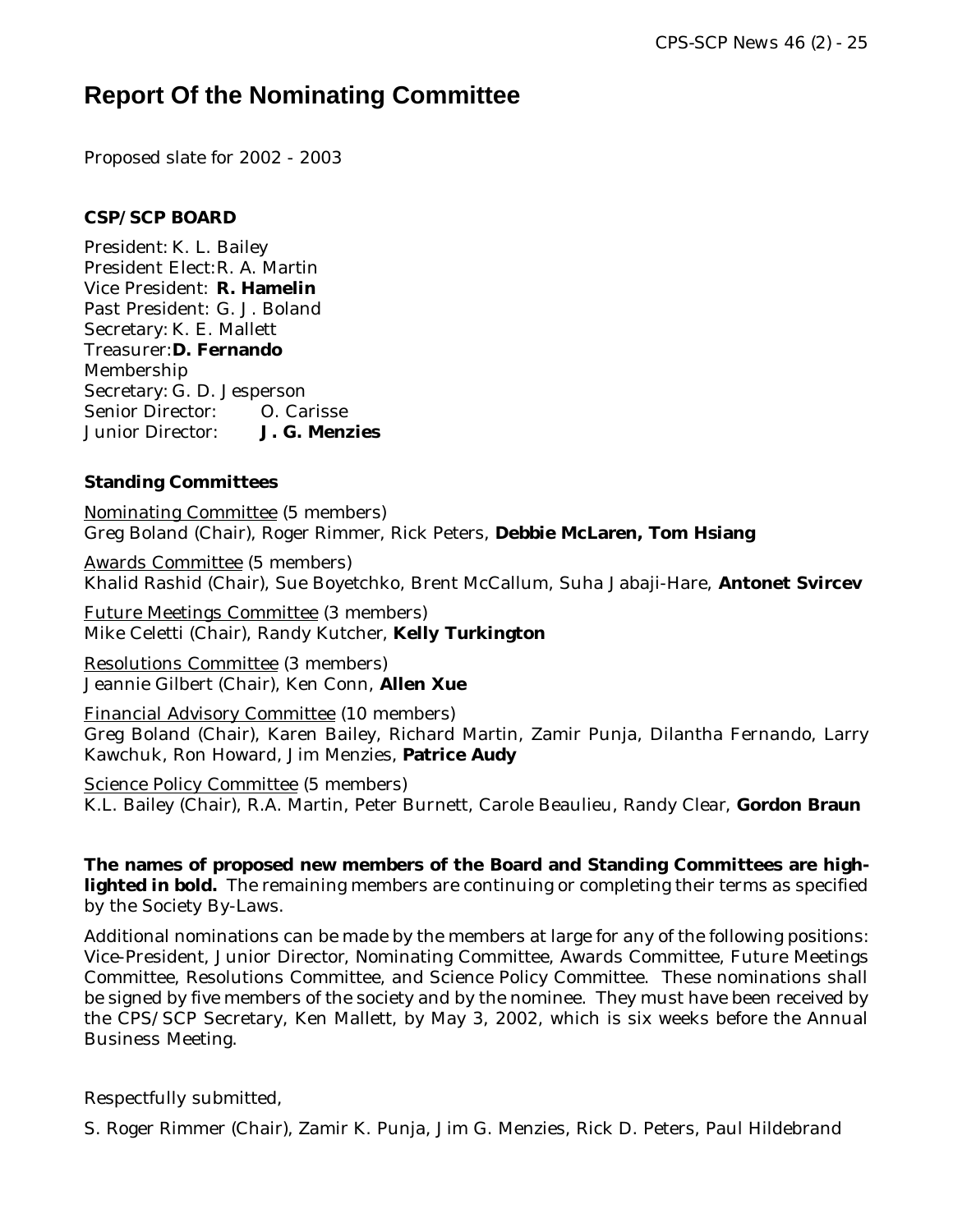# Report Of the Nominating Committee

Proposed slate for 2002 - 2003

**CSP/SCP BOARD**

President: K. L. Bailey
President Elect: R. A. Martin
Vice President: **R. Hamelin**
Past President: G. J. Boland
Secretary: K. E. Mallett
Treasurer: **D. Fernando**
Membership Secretary: G. D. Jesperson
Senior Director: O. Carisse
Junior Director: **J. G. Menzies**

**Standing Committees**

Nominating Committee (5 members)
Greg Boland (Chair), Roger Rimmer, Rick Peters, **Debbie McLaren, Tom Hsiang**

Awards Committee (5 members)
Khalid Rashid (Chair), Sue Boyetchko, Brent McCallum, Suha Jabaji-Hare, **Antonet Svircev**

Future Meetings Committee (3 members)
Mike Celetti (Chair), Randy Kutcher, **Kelly Turkington**

Resolutions Committee (3 members)
Jeannie Gilbert (Chair), Ken Conn, **Allen Xue**

Financial Advisory Committee (10 members)
Greg Boland (Chair), Karen Bailey, Richard Martin, Zamir Punja, Dilantha Fernando, Larry Kawchuk, Ron Howard, Jim Menzies, **Patrice Audy**

Science Policy Committee (5 members)
K.L. Bailey (Chair), R.A. Martin, Peter Burnett, Carole Beaulieu, Randy Clear, **Gordon Braun**

**The names of proposed new members of the Board and Standing Committees are highlighted in bold.** The remaining members are continuing or completing their terms as specified by the Society By-Laws.

Additional nominations can be made by the members at large for any of the following positions: Vice-President, Junior Director, Nominating Committee, Awards Committee, Future Meetings Committee, Resolutions Committee, and Science Policy Committee. These nominations shall be signed by five members of the society and by the nominee. They must have been received by the CPS/SCP Secretary, Ken Mallett, by May 3, 2002, which is six weeks before the Annual Business Meeting.

Respectfully submitted,

S. Roger Rimmer (Chair), Zamir K. Punja, Jim G. Menzies, Rick D. Peters, Paul Hildebrand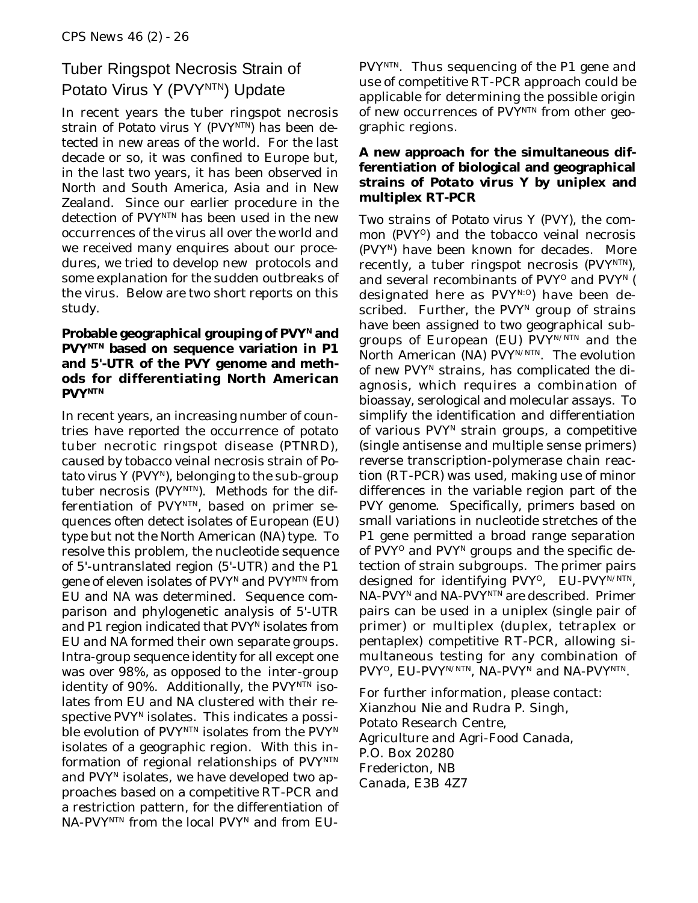# Tuber Ringspot Necrosis Strain of Potato Virus Y ($PVY^{NTN}$) Update

In recent years the tuber ringspot necrosis strain of *Potato virus Y* ($PVY^{NTN}$) has been detected in new areas of the world. For the last decade or so, it was confined to Europe but, in the last two years, it has been observed in North and South America, Asia and in New Zealand. Since our earlier procedure in the detection of $PVY^{NTN}$ has been used in the new occurrences of the virus all over the world and we received many enquires about our procedures, we tried to develop new protocols and some explanation for the sudden outbreaks of the virus. Below are two short reports on this study.

### Probable geographical grouping of $PVY^{N}$ and $PVY^{NTN}$ based on sequence variation in P1 and 5'-UTR of the PVY genome and methods for differentiating North American $PVY^{NTN}$

In recent years, an increasing number of countries have reported the occurrence of potato tuber necrotic ringspot disease (PTNRD), caused by tobacco veinal necrosis strain of *Potato virus Y* ($PVY^{N}$), belonging to the sub-group tuber necrosis ($PVY^{NTN}$). Methods for the differentiation of $PVY^{NTN}$, based on primer sequences often detect isolates of European (EU) type but not the North American (NA) type. To resolve this problem, the nucleotide sequence of 5'-untranslated region (5'-UTR) and the P1 gene of eleven isolates of $PVY^{N}$ and $PVY^{NTN}$ from EU and NA was determined. Sequence comparison and phylogenetic analysis of 5'-UTR and P1 region indicated that $PVY^{N}$ isolates from EU and NA formed their own separate groups. Intra-group sequence identity for all except one was over 98%, as opposed to the inter-group identity of 90%. Additionally, the $PVY^{NTN}$ isolates from EU and NA clustered with their respective $PVY^{N}$ isolates. This indicates a possible evolution of $PVY^{NTN}$ isolates from the $PVY^{N}$ isolates of a geographic region. With this information of regional relationships of $PVY^{NTN}$ and $PVY^{N}$ isolates, we have developed two approaches based on a competitive RT-PCR and a restriction pattern, for the differentiation of NA-$PVY^{NTN}$ from the local $PVY^{N}$ and from EU-$PVY^{NTN}$. Thus sequencing of the P1 gene and use of competitive RT-PCR approach could be applicable for determining the possible origin of new occurrences of $PVY^{NTN}$ from other geographic regions.

### A new approach for the simultaneous differentiation of biological and geographical strains of *Potato virus Y* by uniplex and multiplex RT-PCR

Two strains of *Potato virus Y* (PVY), the common ($PVY^{O}$) and the tobacco veinal necrosis ($PVY^{N}$) have been known for decades. More recently, a tuber ringspot necrosis ($PVY^{NTN}$), and several recombinants of $PVY^{O}$ and $PVY^{N}$ ( designated here as $PVY^{N:O}$) have been described. Further, the $PVY^{N}$ group of strains have been assigned to two geographical subgroups of European (EU) $PVY^{N/NTN}$ and the North American (NA) $PVY^{N/NTN}$. The evolution of new $PVY^{N}$ strains, has complicated the diagnosis, which requires a combination of bioassay, serological and molecular assays. To simplify the identification and differentiation of various $PVY^{N}$ strain groups, a competitive (single antisense and multiple sense primers) reverse transcription-polymerase chain reaction (RT-PCR) was used, making use of minor differences in the variable region part of the PVY genome. Specifically, primers based on small variations in nucleotide stretches of the P1 gene permitted a broad range separation of $PVY^{O}$ and $PVY^{N}$ groups and the specific detection of strain subgroups. The primer pairs designed for identifying $PVY^{O}$, EU-$PVY^{N/NTN}$, NA-$PVY^{N}$ and NA-$PVY^{NTN}$ are described. Primer pairs can be used in a uniplex (single pair of primer) or multiplex (duplex, tetraplex or pentaplex) competitive RT-PCR, allowing simultaneous testing for any combination of $PVY^{O}$, EU-$PVY^{N/NTN}$, NA-$PVY^{N}$ and NA-$PVY^{NTN}$.

For further information, please contact:
Xianzhou Nie and Rudra P. Singh,
Potato Research Centre,
Agriculture and Agri-Food Canada,
P.O. Box 20280
Fredericton, NB
Canada, E3B 4Z7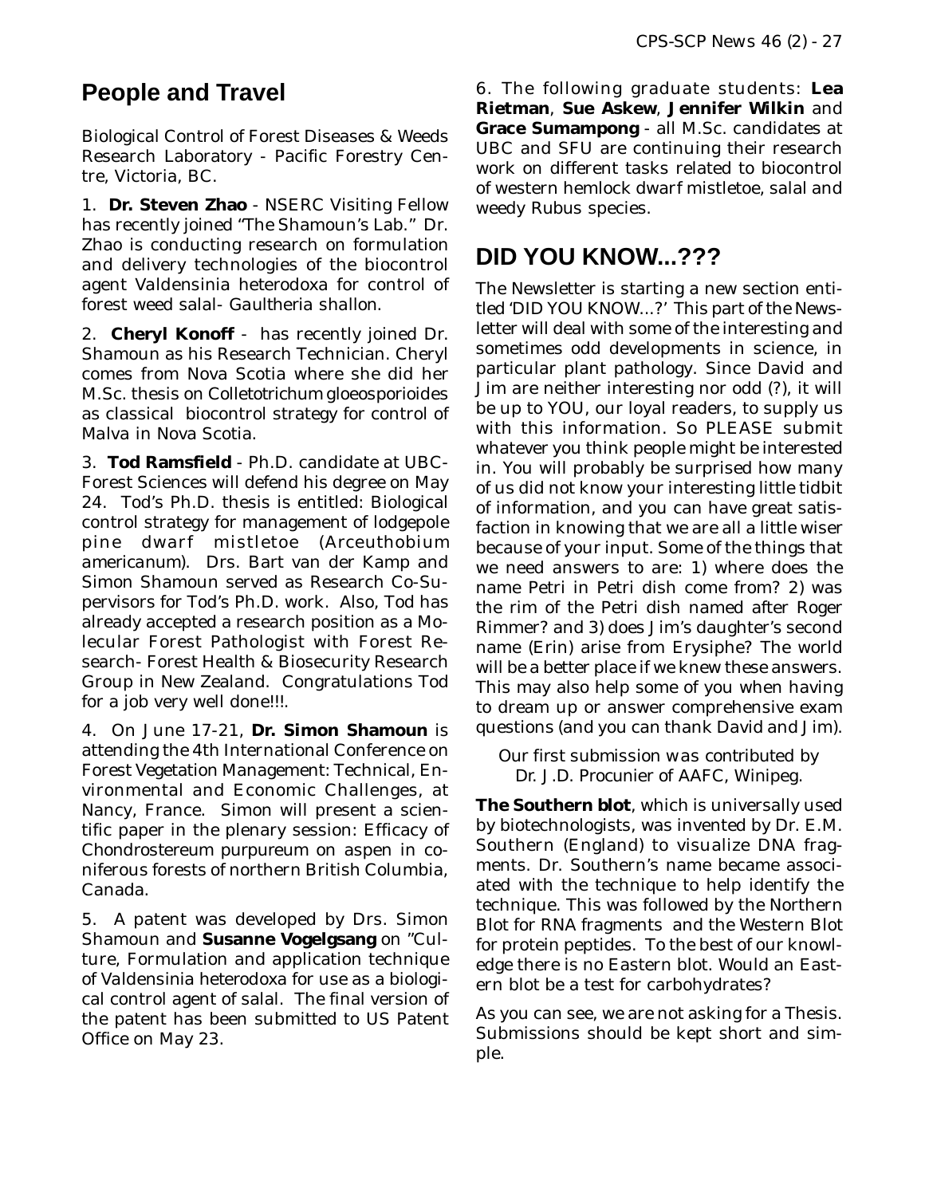## People and Travel

Biological Control of Forest Diseases & Weeds Research Laboratory - Pacific Forestry Centre, Victoria, BC.

1. **Dr. Steven Zhao** - NSERC Visiting Fellow has recently joined "The Shamoun's Lab." Dr. Zhao is conducting research on formulation and delivery technologies of the biocontrol agent Valdensinia heterodoxa for control of forest weed salal- Gaultheria shallon.

2. **Cheryl Konoff** - has recently joined Dr. Shamoun as his Research Technician. Cheryl comes from Nova Scotia where she did her M.Sc. thesis on Colletotrichum gloeosporioides as classical biocontrol strategy for control of Malva in Nova Scotia.

3. **Tod Ramsfield** - Ph.D. candidate at UBC-Forest Sciences will defend his degree on May 24. Tod's Ph.D. thesis is entitled: Biological control strategy for management of lodgepole pine dwarf mistletoe (Arceuthobium americanum). Drs. Bart van der Kamp and Simon Shamoun served as Research Co-Supervisors for Tod's Ph.D. work. Also, Tod has already accepted a research position as a Molecular Forest Pathologist with Forest Research- Forest Health & Biosecurity Research Group in New Zealand. Congratulations Tod for a job very well done!!!.

4. On June 17-21, **Dr. Simon Shamoun** is attending the 4th International Conference on Forest Vegetation Management: Technical, Environmental and Economic Challenges, at Nancy, France. Simon will present a scientific paper in the plenary session: Efficacy of Chondrostereum purpureum on aspen in coniferous forests of northern British Columbia, Canada.

5. A patent was developed by Drs. Simon Shamoun and **Susanne Vogelgsang** on "Culture, Formulation and application technique of Valdensinia heterodoxa for use as a biological control agent of salal. The final version of the patent has been submitted to US Patent Office on May 23.

6. The following graduate students: **Lea Rietman**, **Sue Askew**, **Jennifer Wilkin** and **Grace Sumampong** - all M.Sc. candidates at UBC and SFU are continuing their research work on different tasks related to biocontrol of western hemlock dwarf mistletoe, salal and weedy Rubus species.

## DID YOU KNOW...???

The Newsletter is starting a new section entitled 'DID YOU KNOW...?' This part of the Newsletter will deal with some of the interesting and sometimes odd developments in science, in particular plant pathology. Since David and Jim are neither interesting nor odd (?), it will be up to YOU, our loyal readers, to supply us with this information. So PLEASE submit whatever you think people might be interested in. You will probably be surprised how many of us did not know your interesting little tidbit of information, and you can have great satisfaction in knowing that we are all a little wiser because of your input. Some of the things that we need answers to are: 1) where does the name Petri in Petri dish come from? 2) was the rim of the Petri dish named after Roger Rimmer? and 3) does Jim's daughter's second name (Erin) arise from Erysiphe? The world will be a better place if we knew these answers. This may also help some of you when having to dream up or answer comprehensive exam questions (and you can thank David and Jim).

*Our first submission was contributed by Dr. J.D. Procunier of AAFC, Winipeg.*

**The Southern blot**, which is universally used by biotechnologists, was invented by Dr. E.M. Southern (England) to visualize DNA fragments. Dr. Southern's name became associated with the technique to help identify the technique. This was followed by the Northern Blot for RNA fragments and the Western Blot for protein peptides. To the best of our knowledge there is no Eastern blot. Would an Eastern blot be a test for carbohydrates?

As you can see, we are not asking for a Thesis. Submissions should be kept short and simple.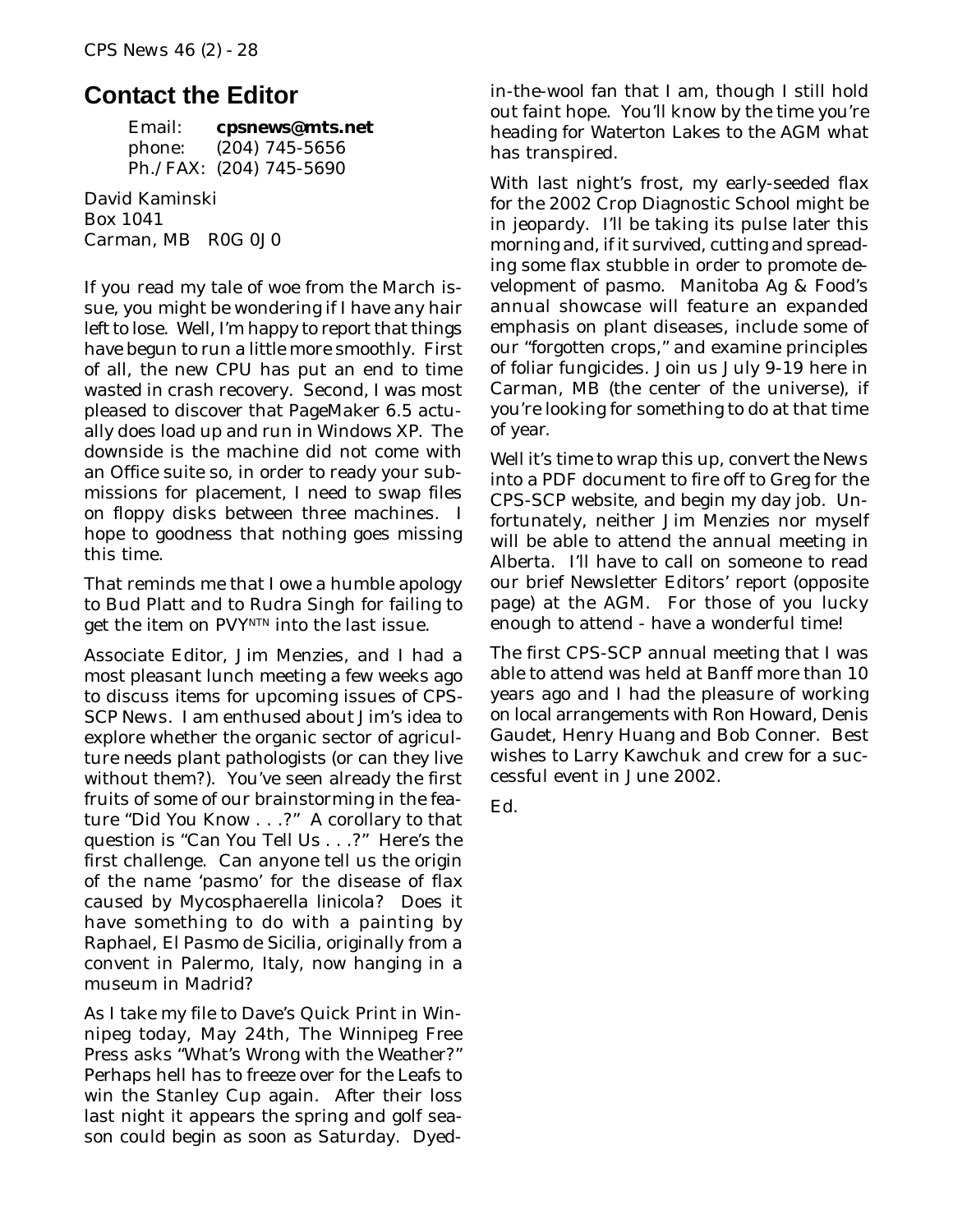## Contact the Editor

Email: **cpsnews@mts.net**
phone: (204) 745-5656
Ph./FAX: (204) 745-5690

David Kaminski
Box 1041
Carman, MB R0G 0J0

If you read my tale of woe from the March issue, you might be wondering if I have any hair left to lose. Well, I'm happy to report that things have begun to run a little more smoothly. First of all, the new CPU has put an end to time wasted in crash recovery. Second, I was most pleased to discover that PageMaker 6.5 actually does load up and run in Windows XP. The downside is the machine did not come with an Office suite so, in order to ready your submissions for placement, I need to swap files on floppy disks between three machines. I hope to goodness that nothing goes missing this time.

That reminds me that I owe a humble apology to Bud Platt and to Rudra Singh for failing to get the item on PVY$^{NTN}$ into the last issue.

Associate Editor, Jim Menzies, and I had a most pleasant lunch meeting a few weeks ago to discuss items for upcoming issues of *CPS-SCP News*. I am enthused about Jim's idea to explore whether the organic sector of agriculture needs plant pathologists (or can they live without them?). You've seen already the first fruits of some of our brainstorming in the feature "Did You Know . . .?" A corollary to that question is "Can You Tell Us . . .?" Here's the first challenge. Can anyone tell us the origin of the name 'pasmo' for the disease of flax caused by *Mycosphaerella linicola*? Does it have something to do with a painting by Raphael, *El Pasmo de Sicilia*, originally from a convent in Palermo, Italy, now hanging in a museum in Madrid?

As I take my file to Dave's Quick Print in Winnipeg today, May 24th, The Winnipeg Free Press asks "What's Wrong with the Weather?" Perhaps hell has to freeze over for the Leafs to win the Stanley Cup again. After their loss last night it appears the spring and golf season could begin as soon as Saturday. Dyed-in-the-wool fan that I am, though I still hold out faint hope. You'll know by the time you're heading for Waterton Lakes to the AGM what has transpired.

With last night's frost, my early-seeded flax for the 2002 Crop Diagnostic School might be in jeopardy. I'll be taking its pulse later this morning and, if it survived, cutting and spreading some flax stubble in order to promote development of pasmo. Manitoba Ag & Food's annual showcase will feature an expanded emphasis on plant diseases, include some of our "forgotten crops," and examine principles of foliar fungicides. Join us July 9-19 here in Carman, MB (the center of the universe), if you're looking for something to do at that time of year.

Well it's time to wrap this up, convert the *News* into a PDF document to fire off to Greg for the CPS-SCP website, and begin my day job. Unfortunately, neither Jim Menzies nor myself will be able to attend the annual meeting in Alberta. I'll have to call on someone to read our brief Newsletter Editors' report (opposite page) at the AGM. For those of you lucky enough to attend - have a wonderful time!

The first CPS-SCP annual meeting that I was able to attend was held at Banff more than 10 years ago and I had the pleasure of working on local arrangements with Ron Howard, Denis Gaudet, Henry Huang and Bob Conner. Best wishes to Larry Kawchuk and crew for a successful event in June 2002.

Ed.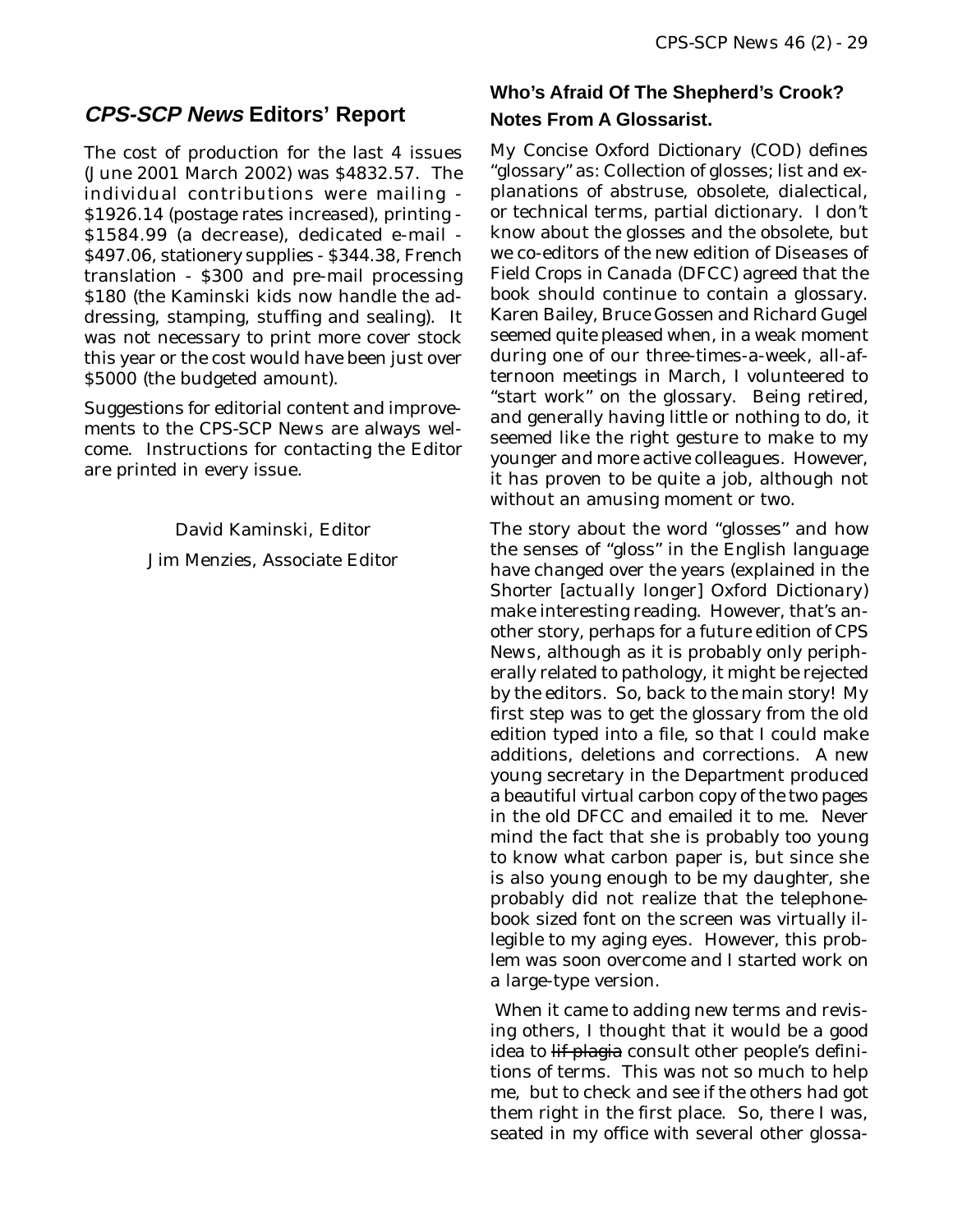## *CPS-SCP News* Editors' Report

The cost of production for the last 4 issues (June 2001 March 2002) was $4832.57. The individual contributions were mailing - $1926.14 (postage rates increased), printing - $1584.99 (a decrease), dedicated e-mail - $497.06, stationery supplies - $344.38, French translation - $300 and pre-mail processing $180 (the Kaminski kids now handle the addressing, stamping, stuffing and sealing). It was not necessary to print more cover stock this year or the cost would have been just over $5000 (the budgeted amount).

Suggestions for editorial content and improvements to the CPS-SCP News are always welcome. Instructions for contacting the Editor are printed in every issue.

David Kaminski, Editor

Jim Menzies, Associate Editor

## Who's Afraid Of The Shepherd's Crook? Notes From A Glossarist.

My Concise Oxford Dictionary (COD) defines "glossary" as: Collection of glosses; list and explanations of abstruse, obsolete, dialectical, or technical terms, partial dictionary. I don't know about the glosses and the obsolete, but we co-editors of the new edition of Diseases of Field Crops in Canada (DFCC) agreed that the book should continue to contain a glossary. Karen Bailey, Bruce Gossen and Richard Gugel seemed quite pleased when, in a weak moment during one of our three-times-a-week, all-afternoon meetings in March, I volunteered to "start work" on the glossary. Being retired, and generally having little or nothing to do, it seemed like the right gesture to make to my younger and more active colleagues. However, it has proven to be quite a job, although not without an amusing moment or two.

The story about the word "glosses" and how the senses of "gloss" in the English language have changed over the years (explained in the Shorter [actually longer] Oxford Dictionary) make interesting reading. However, that's another story, perhaps for a future edition of CPS News, although as it is probably only peripherally related to pathology, it might be rejected by the editors. So, back to the main story! My first step was to get the glossary from the old edition typed into a file, so that I could make additions, deletions and corrections. A new young secretary in the Department produced a beautiful virtual carbon copy of the two pages in the old DFCC and emailed it to me. Never mind the fact that she is probably too young to know what carbon paper is, but since she is also young enough to be my daughter, she probably did not realize that the telephone-book sized font on the screen was virtually illegible to my aging eyes. However, this problem was soon overcome and I started work on a large-type version.

When it came to adding new terms and revising others, I thought that it would be a good idea to ~~lif plagia~~ consult other people's definitions of terms. This was not so much to help me, but to check and see if the others had got them right in the first place. So, there I was, seated in my office with several other glossa-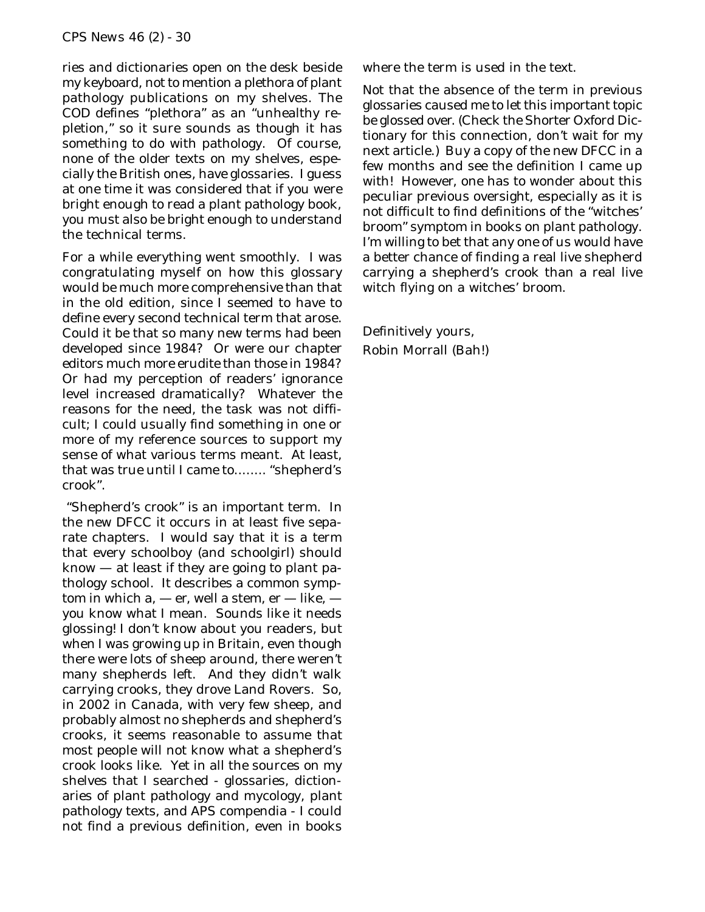ries and dictionaries open on the desk beside my keyboard, not to mention a plethora of plant pathology publications on my shelves. The COD defines "plethora" as an "unhealthy repletion," so it sure sounds as though it has something to do with pathology. Of course, none of the older texts on my shelves, especially the British ones, have glossaries. I guess at one time it was considered that if you were bright enough to read a plant pathology book, you must also be bright enough to understand the technical terms.

For a while everything went smoothly. I was congratulating myself on how this glossary would be much more comprehensive than that in the old edition, since I seemed to have to define every second technical term that arose. Could it be that so many new terms had been developed since 1984? Or were our chapter editors much more erudite than those in 1984? Or had my perception of readers' ignorance level increased dramatically? Whatever the reasons for the need, the task was not difficult; I could usually find something in one or more of my reference sources to support my sense of what various terms meant. At least, that was true until I came to........ "shepherd's crook".

"Shepherd's crook" is an important term. In the new DFCC it occurs in at least five separate chapters. I would say that it is a term that every schoolboy (and schoolgirl) should know — at least if they are going to plant pathology school. It describes a common symptom in which a, — er, well a stem, er — like, — you know what I mean. Sounds like it needs glossing! I don't know about you readers, but when I was growing up in Britain, even though there were lots of sheep around, there weren't many shepherds left. And they didn't walk carrying crooks, they drove Land Rovers. So, in 2002 in Canada, with very few sheep, and probably almost no shepherds and shepherd's crooks, it seems reasonable to assume that most people will not know what a shepherd's crook looks like. Yet in all the sources on my shelves that I searched - glossaries, dictionaries of plant pathology and mycology, plant pathology texts, and APS compendia - I could not find a previous definition, even in books where the term is used in the text.

Not that the absence of the term in previous glossaries caused me to let this important topic be glossed over. (Check the Shorter Oxford Dictionary for this connection, don't wait for my next article.) Buy a copy of the new DFCC in a few months and see the definition I came up with! However, one has to wonder about this peculiar previous oversight, especially as it is not difficult to find definitions of the "witches' broom" symptom in books on plant pathology. I'm willing to bet that any one of us would have a better chance of finding a real live shepherd carrying a shepherd's crook than a real live witch flying on a witches' broom.

Definitively yours,

Robin Morrall (Bah!)